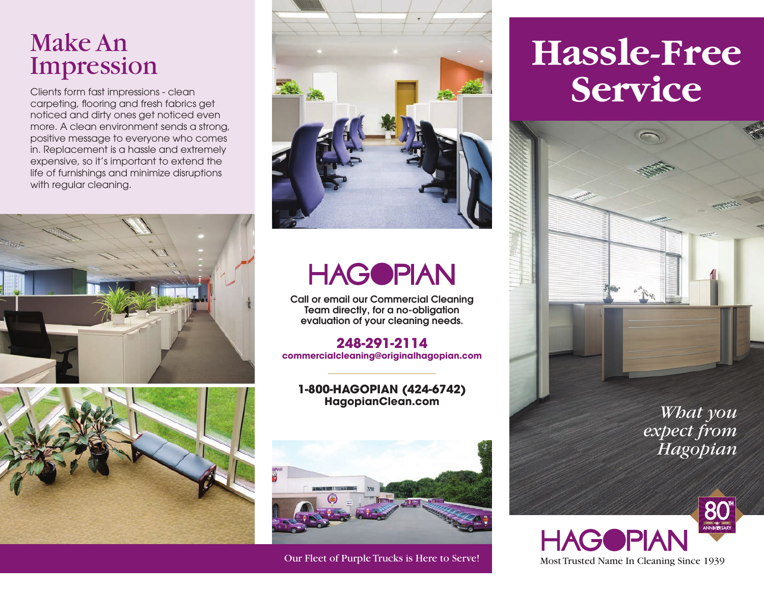# Make An Impression

Clients form fast impressions - clean carpeting, flooring and fresh fabrics get noticed and dirty ones get noticed even more. A clean environment sends a strong, positive message to everyone who comes in. Replacement is a hassle and extremely expensive, so it's important to extend the life of furnishings and minimize disruptions with regular cleaning.

HAGOPIAN

Call or email our Commercial Cleaning Team directly, for a no-obligation evaluation of your cleaning needs.

**248-291-2114**
**commercialcleaning@originalhagopian.com**

---

**1-800-HAGOPIAN (424-6742)**
**HagopianClean.com**

Our Fleet of Purple Trucks is Here to Serve!

# Hassle-Free Service

*What you expect from Hagopian*

80TH ANNIVERSARY

HAGOPIAN

Most Trusted Name In Cleaning Since 1939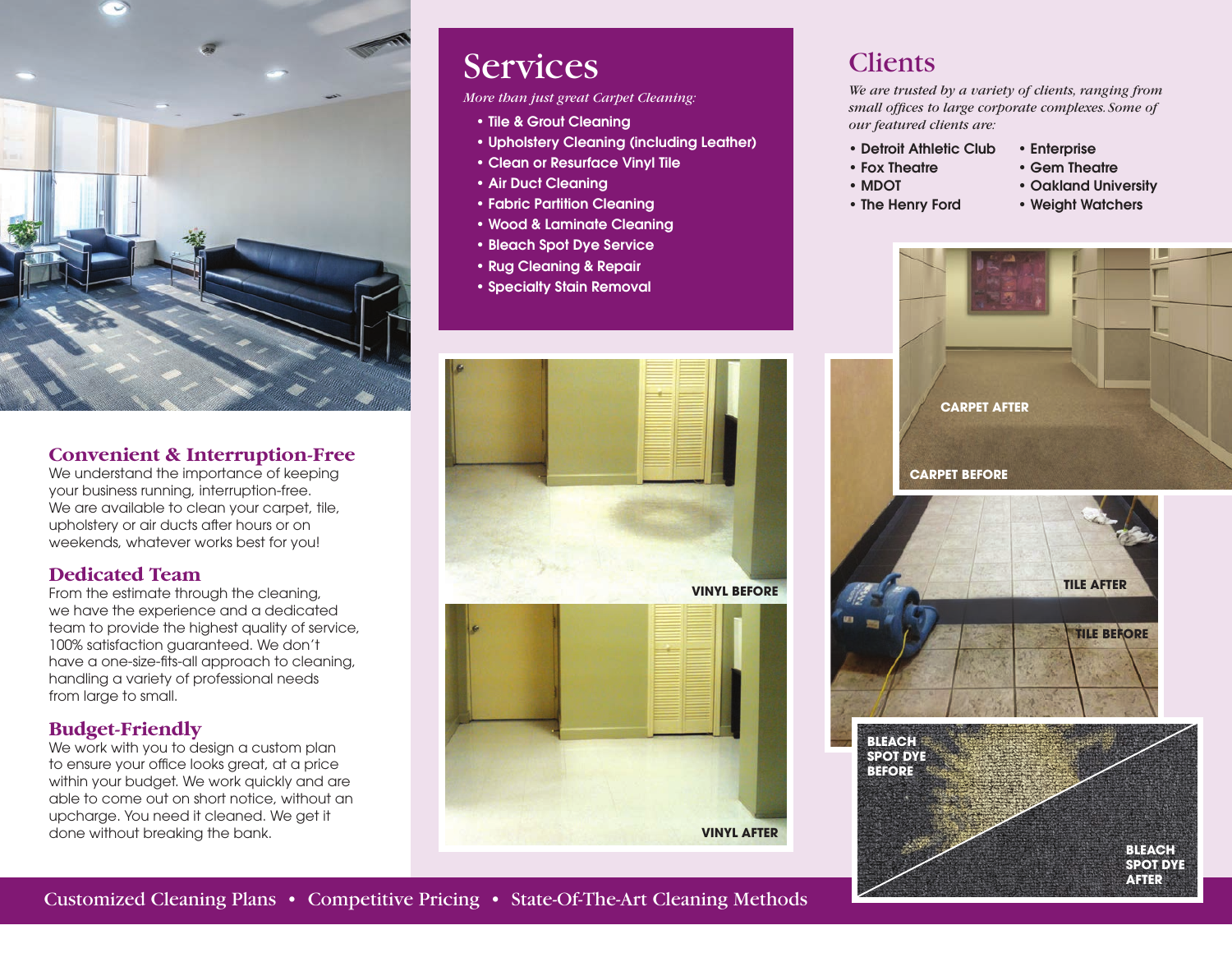## Convenient & Interruption-Free

We understand the importance of keeping your business running, interruption-free. We are available to clean your carpet, tile, upholstery or air ducts after hours or on weekends, whatever works best for you!

## Dedicated Team

From the estimate through the cleaning, we have the experience and a dedicated team to provide the highest quality of service, 100% satisfaction guaranteed. We don't have a one-size-fits-all approach to cleaning, handling a variety of professional needs from large to small.

## Budget-Friendly

We work with you to design a custom plan to ensure your office looks great, at a price within your budget. We work quickly and are able to come out on short notice, without an upcharge. You need it cleaned. We get it done without breaking the bank.

# Services

*More than just great Carpet Cleaning:*

- Tile & Grout Cleaning
- Upholstery Cleaning (including Leather)
- Clean or Resurface Vinyl Tile
- Air Duct Cleaning
- Fabric Partition Cleaning
- Wood & Laminate Cleaning
- Bleach Spot Dye Service
- Rug Cleaning & Repair
- Specialty Stain Removal

VINYL BEFORE

VINYL AFTER

# Clients

*We are trusted by a variety of clients, ranging from small offices to large corporate complexes. Some of our featured clients are:*

- Detroit Athletic Club
- Fox Theatre
- MDOT
- The Henry Ford
- Enterprise
- Gem Theatre
- Oakland University
- Weight Watchers

CARPET AFTER

CARPET BEFORE

TILE AFTER

TILE BEFORE

BLEACH SPOT DYE BEFORE

BLEACH SPOT DYE AFTER

Customized Cleaning Plans • Competitive Pricing • State-Of-The-Art Cleaning Methods